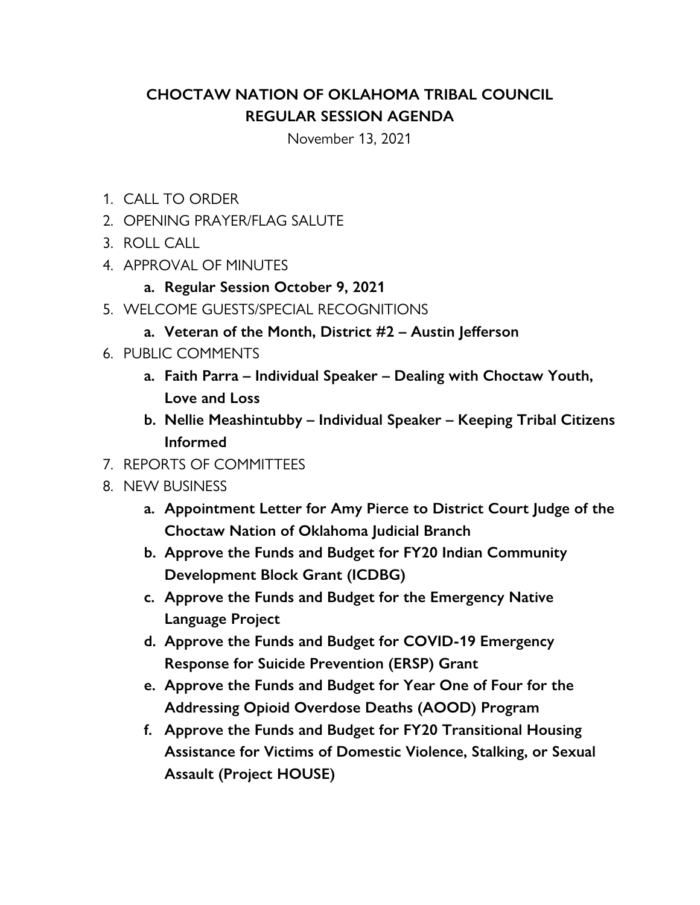# CHOCTAW NATION OF OKLAHOMA TRIBAL COUNCIL
## REGULAR SESSION AGENDA

November 13, 2021

1. CALL TO ORDER
2. OPENING PRAYER/FLAG SALUTE
3. ROLL CALL
4. APPROVAL OF MINUTES
    a. **Regular Session October 9, 2021**
5. WELCOME GUESTS/SPECIAL RECOGNITIONS
    a. **Veteran of the Month, District #2 – Austin Jefferson**
6. PUBLIC COMMENTS
    a. **Faith Parra – Individual Speaker – Dealing with Choctaw Youth, Love and Loss**
    b. **Nellie Meashintubby – Individual Speaker – Keeping Tribal Citizens Informed**
7. REPORTS OF COMMITTEES
8. NEW BUSINESS
    a. **Appointment Letter for Amy Pierce to District Court Judge of the Choctaw Nation of Oklahoma Judicial Branch**
    b. **Approve the Funds and Budget for FY20 Indian Community Development Block Grant (ICDBG)**
    c. **Approve the Funds and Budget for the Emergency Native Language Project**
    d. **Approve the Funds and Budget for COVID-19 Emergency Response for Suicide Prevention (ERSP) Grant**
    e. **Approve the Funds and Budget for Year One of Four for the Addressing Opioid Overdose Deaths (AOOD) Program**
    f. **Approve the Funds and Budget for FY20 Transitional Housing Assistance for Victims of Domestic Violence, Stalking, or Sexual Assault (Project HOUSE)**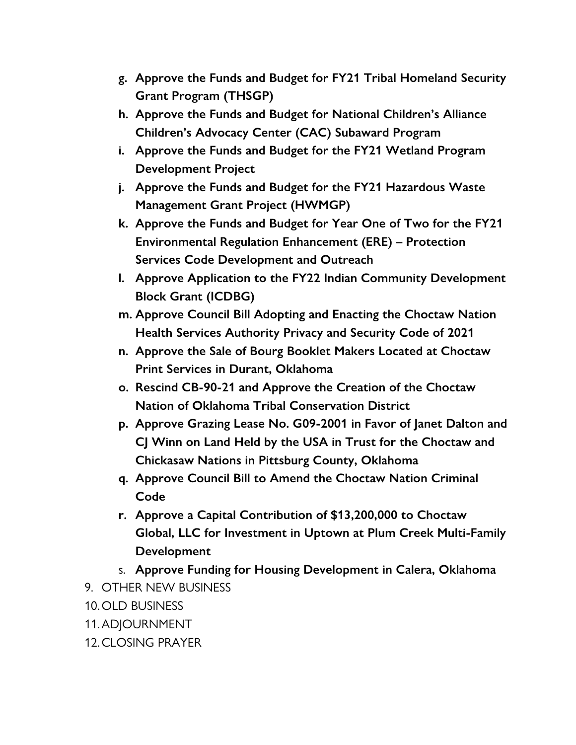- g. **Approve the Funds and Budget for FY21 Tribal Homeland Security Grant Program (THSGP)**
- h. **Approve the Funds and Budget for National Children's Alliance Children's Advocacy Center (CAC) Subaward Program**
- i. **Approve the Funds and Budget for the FY21 Wetland Program Development Project**
- j. **Approve the Funds and Budget for the FY21 Hazardous Waste Management Grant Project (HWMGP)**
- k. **Approve the Funds and Budget for Year One of Two for the FY21 Environmental Regulation Enhancement (ERE) – Protection Services Code Development and Outreach**
- l. **Approve Application to the FY22 Indian Community Development Block Grant (ICDBG)**
- m. **Approve Council Bill Adopting and Enacting the Choctaw Nation Health Services Authority Privacy and Security Code of 2021**
- n. **Approve the Sale of Bourg Booklet Makers Located at Choctaw Print Services in Durant, Oklahoma**
- o. **Rescind CB-90-21 and Approve the Creation of the Choctaw Nation of Oklahoma Tribal Conservation District**
- p. **Approve Grazing Lease No. G09-2001 in Favor of Janet Dalton and CJ Winn on Land Held by the USA in Trust for the Choctaw and Chickasaw Nations in Pittsburg County, Oklahoma**
- q. **Approve Council Bill to Amend the Choctaw Nation Criminal Code**
- r. **Approve a Capital Contribution of $13,200,000 to Choctaw Global, LLC for Investment in Uptown at Plum Creek Multi-Family Development**
- s. **Approve Funding for Housing Development in Calera, Oklahoma**

9. OTHER NEW BUSINESS
10. OLD BUSINESS
11. ADJOURNMENT
12. CLOSING PRAYER